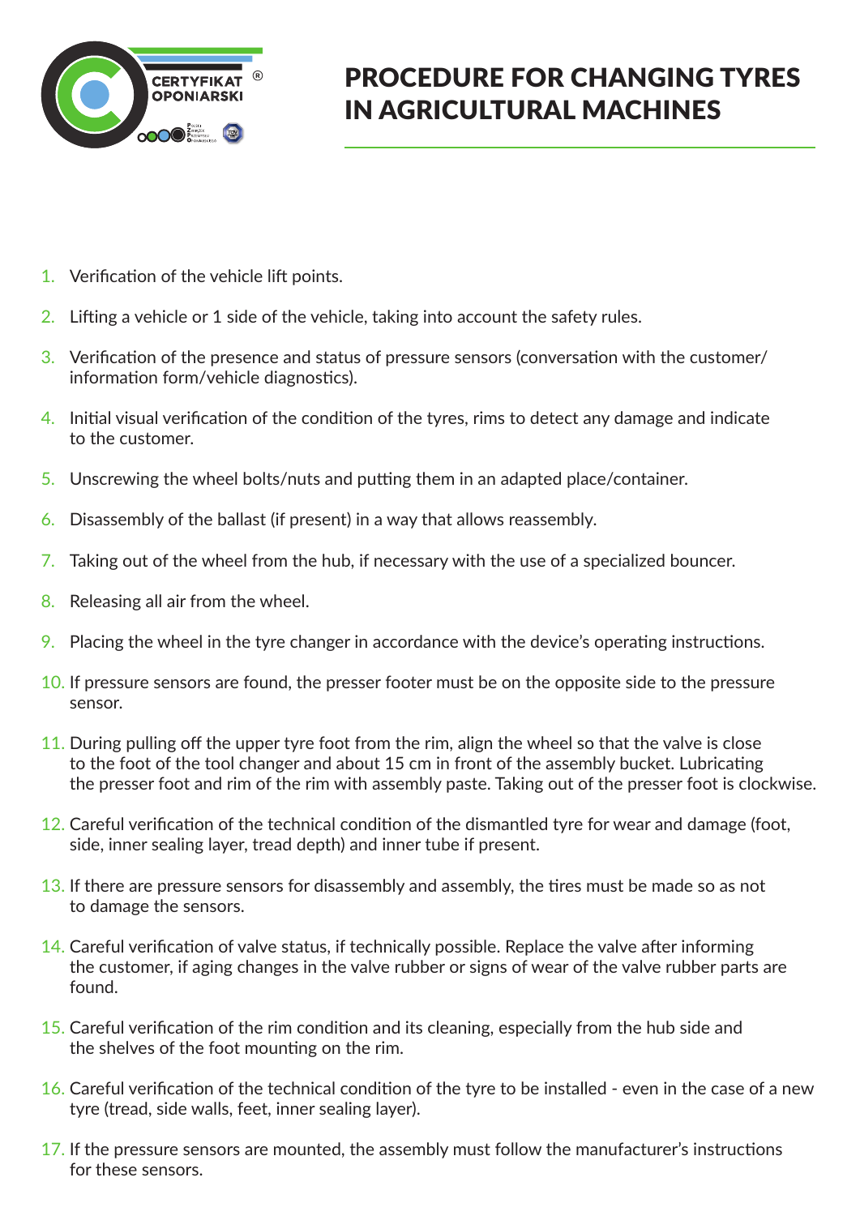CERTYFIKAT OPONIARSKI ®

# PROCEDURE FOR CHANGING TYRES IN AGRICULTURAL MACHINES

1. Verification of the vehicle lift points.
2. Lifting a vehicle or 1 side of the vehicle, taking into account the safety rules.
3. Verification of the presence and status of pressure sensors (conversation with the customer/ information form/vehicle diagnostics).
4. Initial visual verification of the condition of the tyres, rims to detect any damage and indicate to the customer.
5. Unscrewing the wheel bolts/nuts and putting them in an adapted place/container.
6. Disassembly of the ballast (if present) in a way that allows reassembly.
7. Taking out of the wheel from the hub, if necessary with the use of a specialized bouncer.
8. Releasing all air from the wheel.
9. Placing the wheel in the tyre changer in accordance with the device's operating instructions.
10. If pressure sensors are found, the presser footer must be on the opposite side to the pressure sensor.
11. During pulling off the upper tyre foot from the rim, align the wheel so that the valve is close to the foot of the tool changer and about 15 cm in front of the assembly bucket. Lubricating the presser foot and rim of the rim with assembly paste. Taking out of the presser foot is clockwise.
12. Careful verification of the technical condition of the dismantled tyre for wear and damage (foot, side, inner sealing layer, tread depth) and inner tube if present.
13. If there are pressure sensors for disassembly and assembly, the tires must be made so as not to damage the sensors.
14. Careful verification of valve status, if technically possible. Replace the valve after informing the customer, if aging changes in the valve rubber or signs of wear of the valve rubber parts are found.
15. Careful verification of the rim condition and its cleaning, especially from the hub side and the shelves of the foot mounting on the rim.
16. Careful verification of the technical condition of the tyre to be installed - even in the case of a new tyre (tread, side walls, feet, inner sealing layer).
17. If the pressure sensors are mounted, the assembly must follow the manufacturer's instructions for these sensors.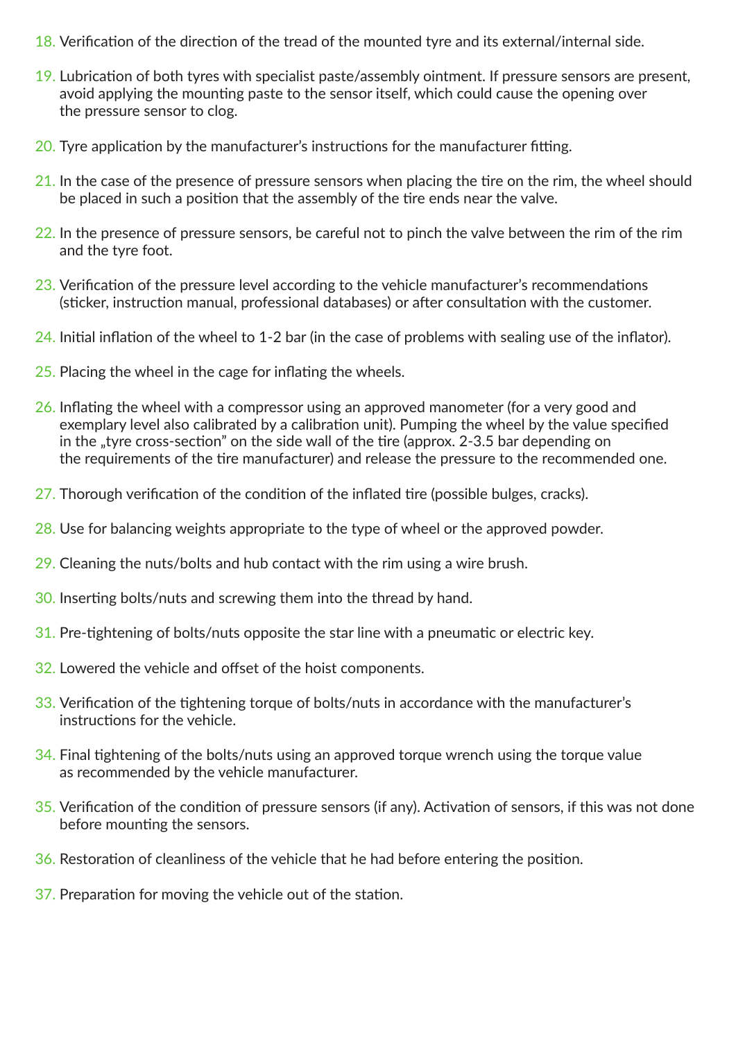18. Verification of the direction of the tread of the mounted tyre and its external/internal side.
19. Lubrication of both tyres with specialist paste/assembly ointment. If pressure sensors are present, avoid applying the mounting paste to the sensor itself, which could cause the opening over the pressure sensor to clog.
20. Tyre application by the manufacturer's instructions for the manufacturer fitting.
21. In the case of the presence of pressure sensors when placing the tire on the rim, the wheel should be placed in such a position that the assembly of the tire ends near the valve.
22. In the presence of pressure sensors, be careful not to pinch the valve between the rim of the rim and the tyre foot.
23. Verification of the pressure level according to the vehicle manufacturer's recommendations (sticker, instruction manual, professional databases) or after consultation with the customer.
24. Initial inflation of the wheel to 1-2 bar (in the case of problems with sealing use of the inflator).
25. Placing the wheel in the cage for inflating the wheels.
26. Inflating the wheel with a compressor using an approved manometer (for a very good and exemplary level also calibrated by a calibration unit). Pumping the wheel by the value specified in the „tyre cross-section" on the side wall of the tire (approx. 2-3.5 bar depending on the requirements of the tire manufacturer) and release the pressure to the recommended one.
27. Thorough verification of the condition of the inflated tire (possible bulges, cracks).
28. Use for balancing weights appropriate to the type of wheel or the approved powder.
29. Cleaning the nuts/bolts and hub contact with the rim using a wire brush.
30. Inserting bolts/nuts and screwing them into the thread by hand.
31. Pre-tightening of bolts/nuts opposite the star line with a pneumatic or electric key.
32. Lowered the vehicle and offset of the hoist components.
33. Verification of the tightening torque of bolts/nuts in accordance with the manufacturer's instructions for the vehicle.
34. Final tightening of the bolts/nuts using an approved torque wrench using the torque value as recommended by the vehicle manufacturer.
35. Verification of the condition of pressure sensors (if any). Activation of sensors, if this was not done before mounting the sensors.
36. Restoration of cleanliness of the vehicle that he had before entering the position.
37. Preparation for moving the vehicle out of the station.